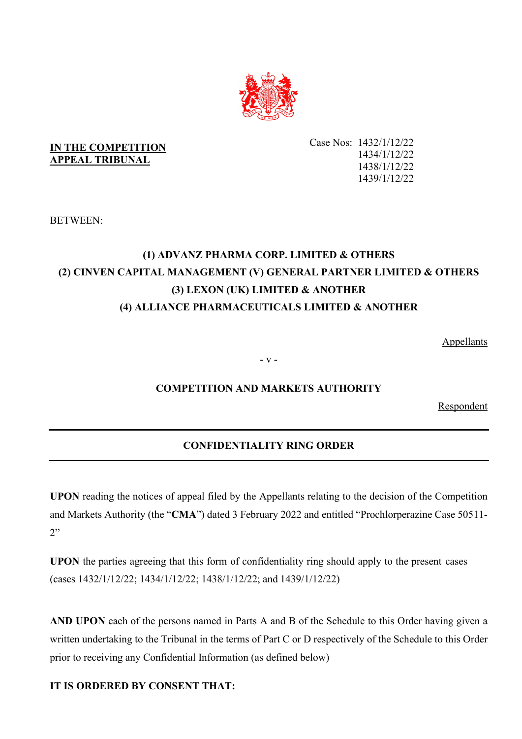**IN THE COMPETITION APPEAL TRIBUNAL**

Case Nos: 1432/1/12/22
1434/1/12/22
1438/1/12/22
1439/1/12/22

BETWEEN:

**(1) ADVANZ PHARMA CORP. LIMITED & OTHERS**
**(2) CINVEN CAPITAL MANAGEMENT (V) GENERAL PARTNER LIMITED & OTHERS**
**(3) LEXON (UK) LIMITED & ANOTHER**
**(4) ALLIANCE PHARMACEUTICALS LIMITED & ANOTHER**

Appellants

- v -

**COMPETITION AND MARKETS AUTHORITY**

Respondent

---

**CONFIDENTIALITY RING ORDER**

---

**UPON** reading the notices of appeal filed by the Appellants relating to the decision of the Competition and Markets Authority (the "**CMA**") dated 3 February 2022 and entitled "Prochlorperazine Case 50511-2"

**UPON** the parties agreeing that this form of confidentiality ring should apply to the present cases (cases 1432/1/12/22; 1434/1/12/22; 1438/1/12/22; and 1439/1/12/22)

**AND UPON** each of the persons named in Parts A and B of the Schedule to this Order having given a written undertaking to the Tribunal in the terms of Part C or D respectively of the Schedule to this Order prior to receiving any Confidential Information (as defined below)

**IT IS ORDERED BY CONSENT THAT:**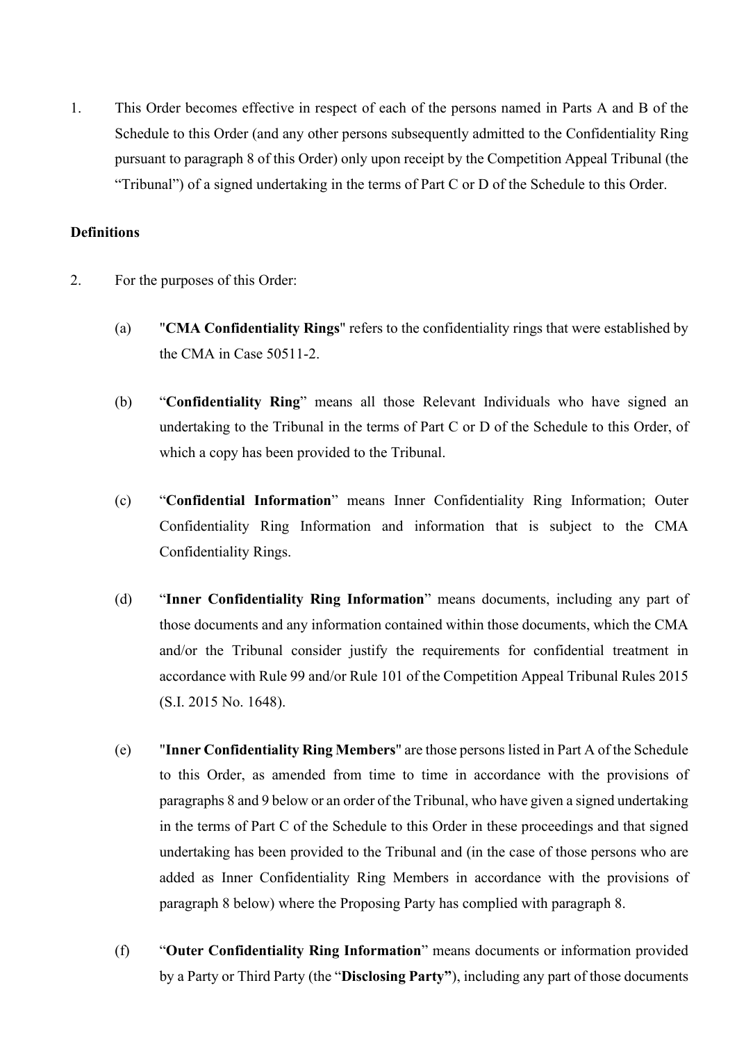1. This Order becomes effective in respect of each of the persons named in Parts A and B of the Schedule to this Order (and any other persons subsequently admitted to the Confidentiality Ring pursuant to paragraph 8 of this Order) only upon receipt by the Competition Appeal Tribunal (the "Tribunal") of a signed undertaking in the terms of Part C or D of the Schedule to this Order.

**Definitions**

2. For the purposes of this Order:

   (a) "**CMA Confidentiality Rings**" refers to the confidentiality rings that were established by the CMA in Case 50511-2.

   (b) "**Confidentiality Ring**" means all those Relevant Individuals who have signed an undertaking to the Tribunal in the terms of Part C or D of the Schedule to this Order, of which a copy has been provided to the Tribunal.

   (c) "**Confidential Information**" means Inner Confidentiality Ring Information; Outer Confidentiality Ring Information and information that is subject to the CMA Confidentiality Rings.

   (d) "**Inner Confidentiality Ring Information**" means documents, including any part of those documents and any information contained within those documents, which the CMA and/or the Tribunal consider justify the requirements for confidential treatment in accordance with Rule 99 and/or Rule 101 of the Competition Appeal Tribunal Rules 2015 (S.I. 2015 No. 1648).

   (e) "**Inner Confidentiality Ring Members**" are those persons listed in Part A of the Schedule to this Order, as amended from time to time in accordance with the provisions of paragraphs 8 and 9 below or an order of the Tribunal, who have given a signed undertaking in the terms of Part C of the Schedule to this Order in these proceedings and that signed undertaking has been provided to the Tribunal and (in the case of those persons who are added as Inner Confidentiality Ring Members in accordance with the provisions of paragraph 8 below) where the Proposing Party has complied with paragraph 8.

   (f) "**Outer Confidentiality Ring Information**" means documents or information provided by a Party or Third Party (the "**Disclosing Party**"), including any part of those documents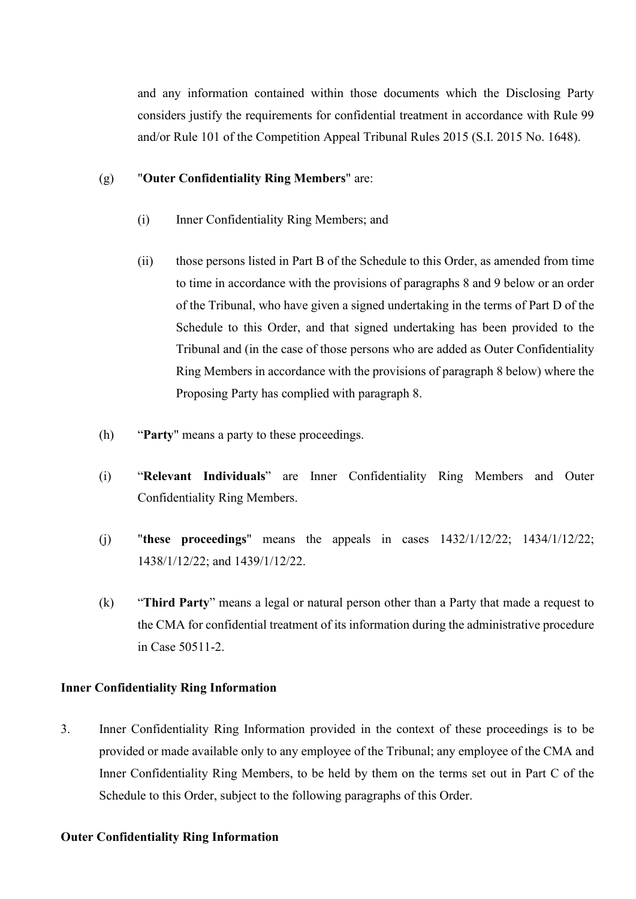and any information contained within those documents which the Disclosing Party considers justify the requirements for confidential treatment in accordance with Rule 99 and/or Rule 101 of the Competition Appeal Tribunal Rules 2015 (S.I. 2015 No. 1648).

(g) "**Outer Confidentiality Ring Members**" are:

(i) Inner Confidentiality Ring Members; and

(ii) those persons listed in Part B of the Schedule to this Order, as amended from time to time in accordance with the provisions of paragraphs 8 and 9 below or an order of the Tribunal, who have given a signed undertaking in the terms of Part D of the Schedule to this Order, and that signed undertaking has been provided to the Tribunal and (in the case of those persons who are added as Outer Confidentiality Ring Members in accordance with the provisions of paragraph 8 below) where the Proposing Party has complied with paragraph 8.

(h) "**Party**" means a party to these proceedings.

(i) "**Relevant Individuals**" are Inner Confidentiality Ring Members and Outer Confidentiality Ring Members.

(j) "**these proceedings**" means the appeals in cases 1432/1/12/22; 1434/1/12/22; 1438/1/12/22; and 1439/1/12/22.

(k) "**Third Party**" means a legal or natural person other than a Party that made a request to the CMA for confidential treatment of its information during the administrative procedure in Case 50511-2.

**Inner Confidentiality Ring Information**

3. Inner Confidentiality Ring Information provided in the context of these proceedings is to be provided or made available only to any employee of the Tribunal; any employee of the CMA and Inner Confidentiality Ring Members, to be held by them on the terms set out in Part C of the Schedule to this Order, subject to the following paragraphs of this Order.

**Outer Confidentiality Ring Information**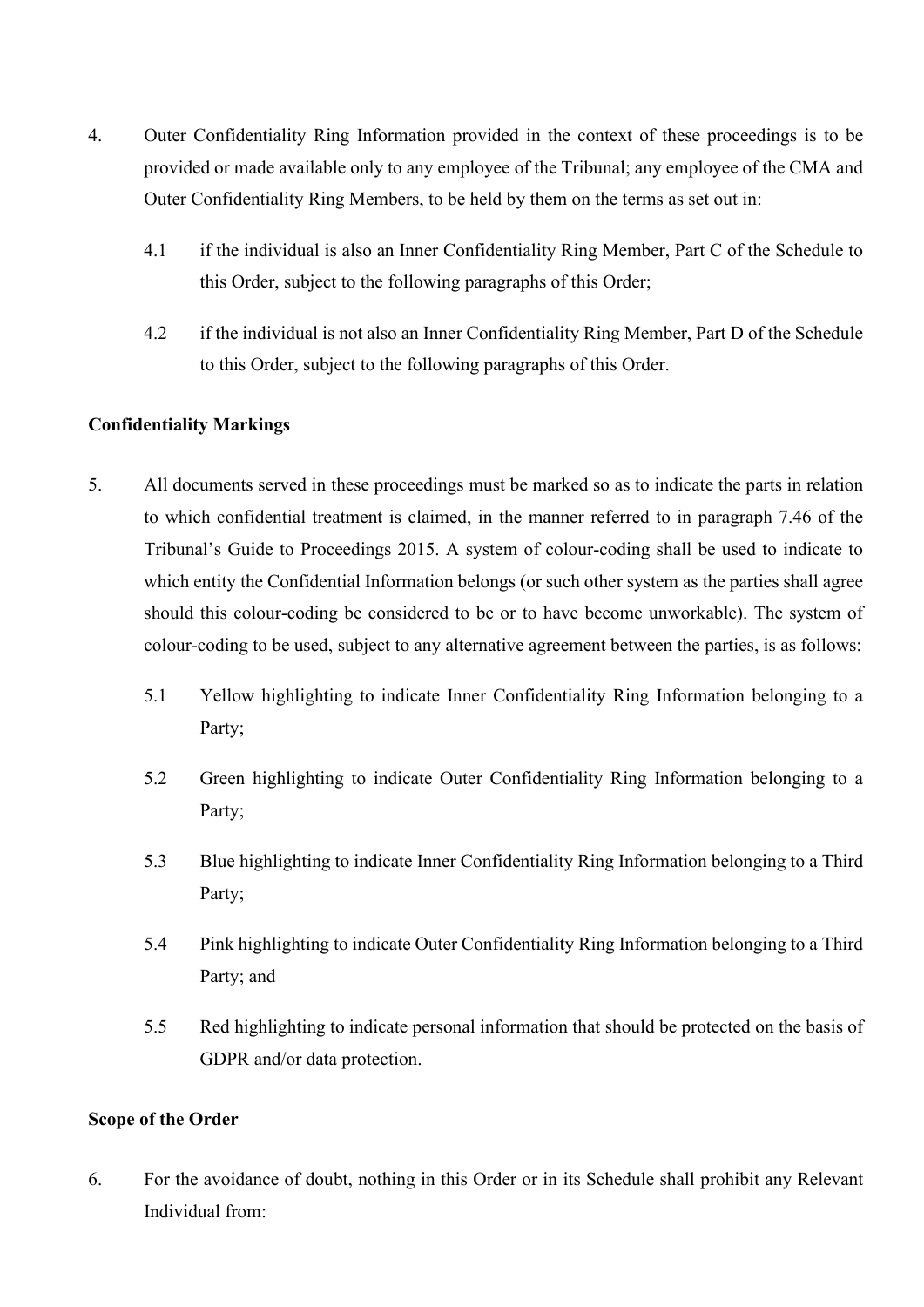4. Outer Confidentiality Ring Information provided in the context of these proceedings is to be provided or made available only to any employee of the Tribunal; any employee of the CMA and Outer Confidentiality Ring Members, to be held by them on the terms as set out in:

   4.1 if the individual is also an Inner Confidentiality Ring Member, Part C of the Schedule to this Order, subject to the following paragraphs of this Order;

   4.2 if the individual is not also an Inner Confidentiality Ring Member, Part D of the Schedule to this Order, subject to the following paragraphs of this Order.

**Confidentiality Markings**

5. All documents served in these proceedings must be marked so as to indicate the parts in relation to which confidential treatment is claimed, in the manner referred to in paragraph 7.46 of the Tribunal's Guide to Proceedings 2015. A system of colour-coding shall be used to indicate to which entity the Confidential Information belongs (or such other system as the parties shall agree should this colour-coding be considered to be or to have become unworkable). The system of colour-coding to be used, subject to any alternative agreement between the parties, is as follows:

   5.1 Yellow highlighting to indicate Inner Confidentiality Ring Information belonging to a Party;

   5.2 Green highlighting to indicate Outer Confidentiality Ring Information belonging to a Party;

   5.3 Blue highlighting to indicate Inner Confidentiality Ring Information belonging to a Third Party;

   5.4 Pink highlighting to indicate Outer Confidentiality Ring Information belonging to a Third Party; and

   5.5 Red highlighting to indicate personal information that should be protected on the basis of GDPR and/or data protection.

**Scope of the Order**

6. For the avoidance of doubt, nothing in this Order or in its Schedule shall prohibit any Relevant Individual from: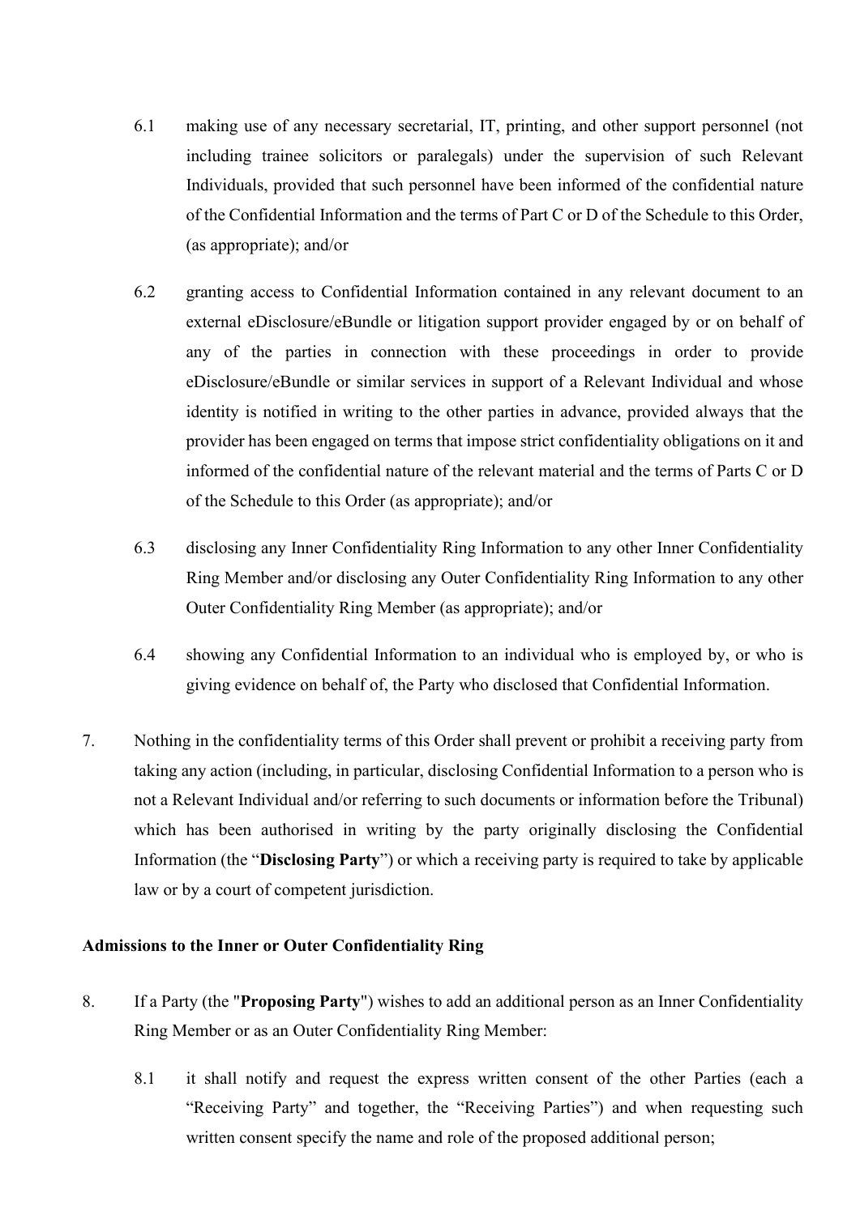6.1 making use of any necessary secretarial, IT, printing, and other support personnel (not including trainee solicitors or paralegals) under the supervision of such Relevant Individuals, provided that such personnel have been informed of the confidential nature of the Confidential Information and the terms of Part C or D of the Schedule to this Order, (as appropriate); and/or

6.2 granting access to Confidential Information contained in any relevant document to an external eDisclosure/eBundle or litigation support provider engaged by or on behalf of any of the parties in connection with these proceedings in order to provide eDisclosure/eBundle or similar services in support of a Relevant Individual and whose identity is notified in writing to the other parties in advance, provided always that the provider has been engaged on terms that impose strict confidentiality obligations on it and informed of the confidential nature of the relevant material and the terms of Parts C or D of the Schedule to this Order (as appropriate); and/or

6.3 disclosing any Inner Confidentiality Ring Information to any other Inner Confidentiality Ring Member and/or disclosing any Outer Confidentiality Ring Information to any other Outer Confidentiality Ring Member (as appropriate); and/or

6.4 showing any Confidential Information to an individual who is employed by, or who is giving evidence on behalf of, the Party who disclosed that Confidential Information.

7. Nothing in the confidentiality terms of this Order shall prevent or prohibit a receiving party from taking any action (including, in particular, disclosing Confidential Information to a person who is not a Relevant Individual and/or referring to such documents or information before the Tribunal) which has been authorised in writing by the party originally disclosing the Confidential Information (the "**Disclosing Party**") or which a receiving party is required to take by applicable law or by a court of competent jurisdiction.

**Admissions to the Inner or Outer Confidentiality Ring**

8. If a Party (the "**Proposing Party**") wishes to add an additional person as an Inner Confidentiality Ring Member or as an Outer Confidentiality Ring Member:

8.1 it shall notify and request the express written consent of the other Parties (each a "Receiving Party" and together, the "Receiving Parties") and when requesting such written consent specify the name and role of the proposed additional person;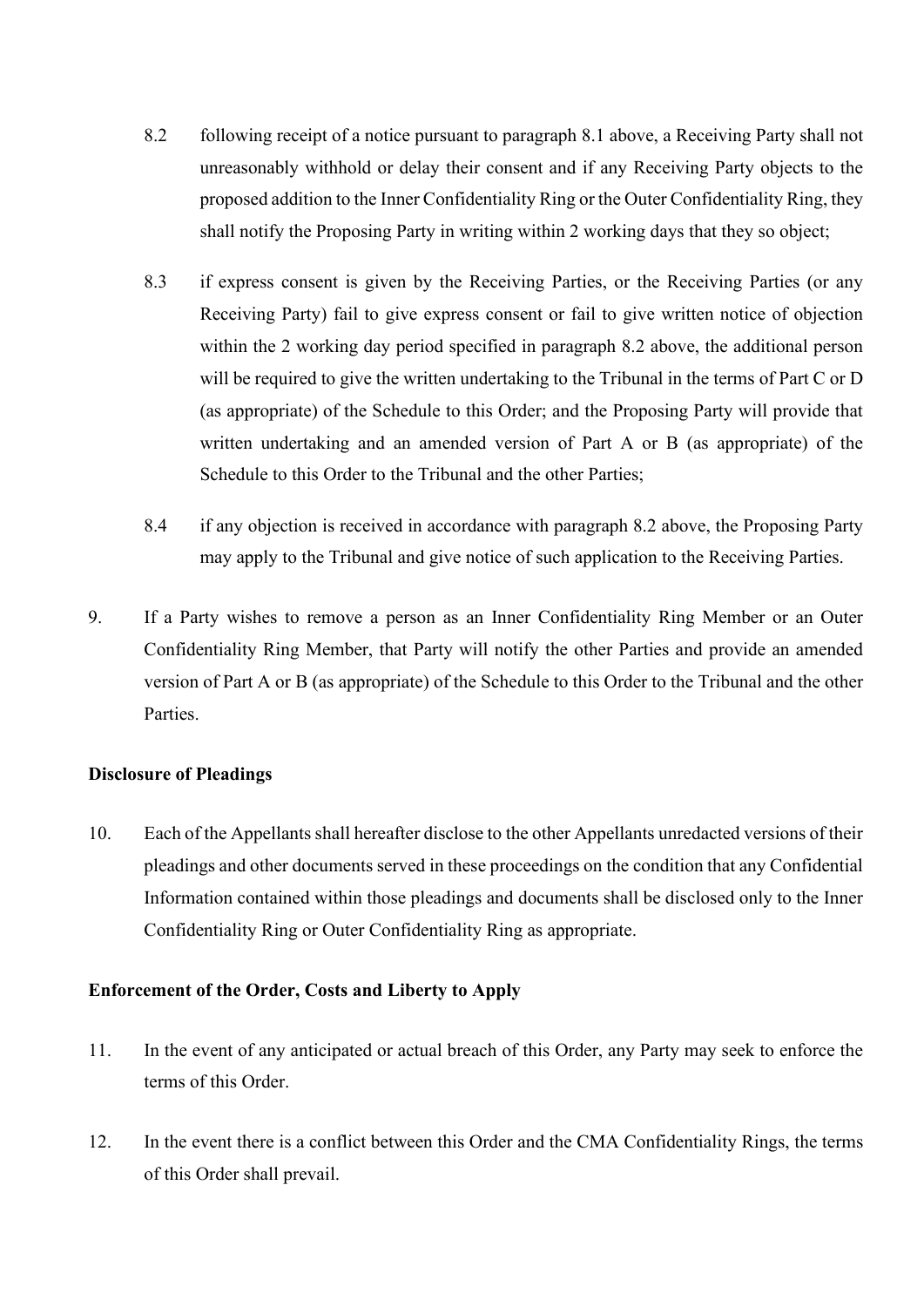8.2 following receipt of a notice pursuant to paragraph 8.1 above, a Receiving Party shall not unreasonably withhold or delay their consent and if any Receiving Party objects to the proposed addition to the Inner Confidentiality Ring or the Outer Confidentiality Ring, they shall notify the Proposing Party in writing within 2 working days that they so object;

8.3 if express consent is given by the Receiving Parties, or the Receiving Parties (or any Receiving Party) fail to give express consent or fail to give written notice of objection within the 2 working day period specified in paragraph 8.2 above, the additional person will be required to give the written undertaking to the Tribunal in the terms of Part C or D (as appropriate) of the Schedule to this Order; and the Proposing Party will provide that written undertaking and an amended version of Part A or B (as appropriate) of the Schedule to this Order to the Tribunal and the other Parties;

8.4 if any objection is received in accordance with paragraph 8.2 above, the Proposing Party may apply to the Tribunal and give notice of such application to the Receiving Parties.

9. If a Party wishes to remove a person as an Inner Confidentiality Ring Member or an Outer Confidentiality Ring Member, that Party will notify the other Parties and provide an amended version of Part A or B (as appropriate) of the Schedule to this Order to the Tribunal and the other Parties.

**Disclosure of Pleadings**

10. Each of the Appellants shall hereafter disclose to the other Appellants unredacted versions of their pleadings and other documents served in these proceedings on the condition that any Confidential Information contained within those pleadings and documents shall be disclosed only to the Inner Confidentiality Ring or Outer Confidentiality Ring as appropriate.

**Enforcement of the Order, Costs and Liberty to Apply**

11. In the event of any anticipated or actual breach of this Order, any Party may seek to enforce the terms of this Order.

12. In the event there is a conflict between this Order and the CMA Confidentiality Rings, the terms of this Order shall prevail.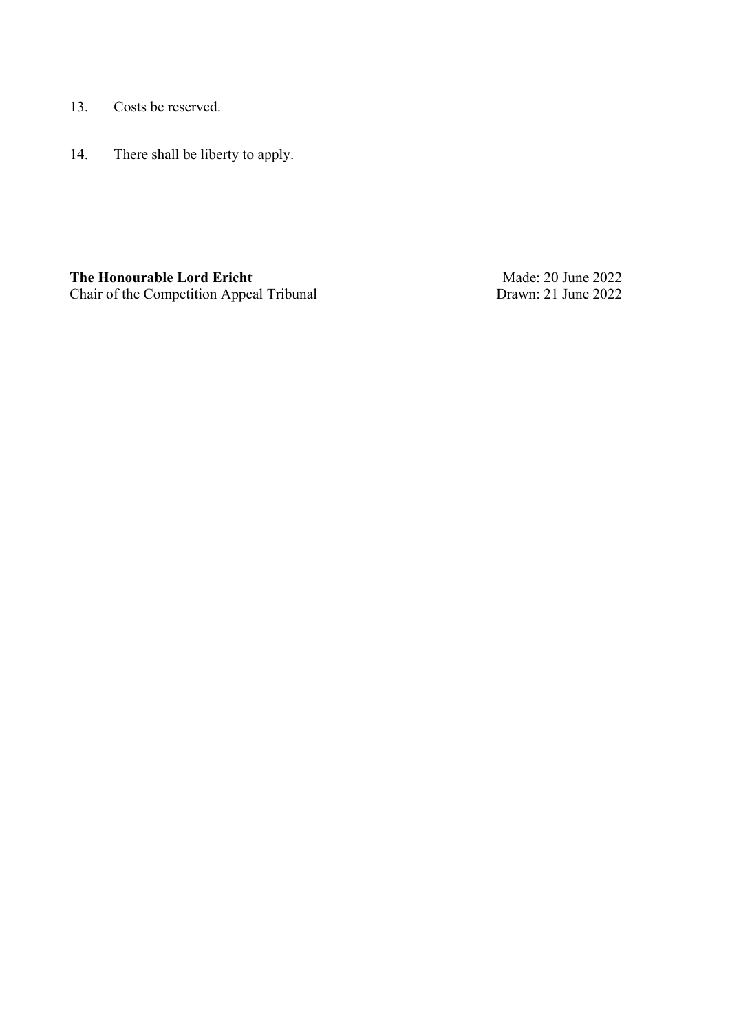13. Costs be reserved.

14. There shall be liberty to apply.

**The Honourable Lord Ericht**
Chair of the Competition Appeal Tribunal

Made: 20 June 2022
Drawn: 21 June 2022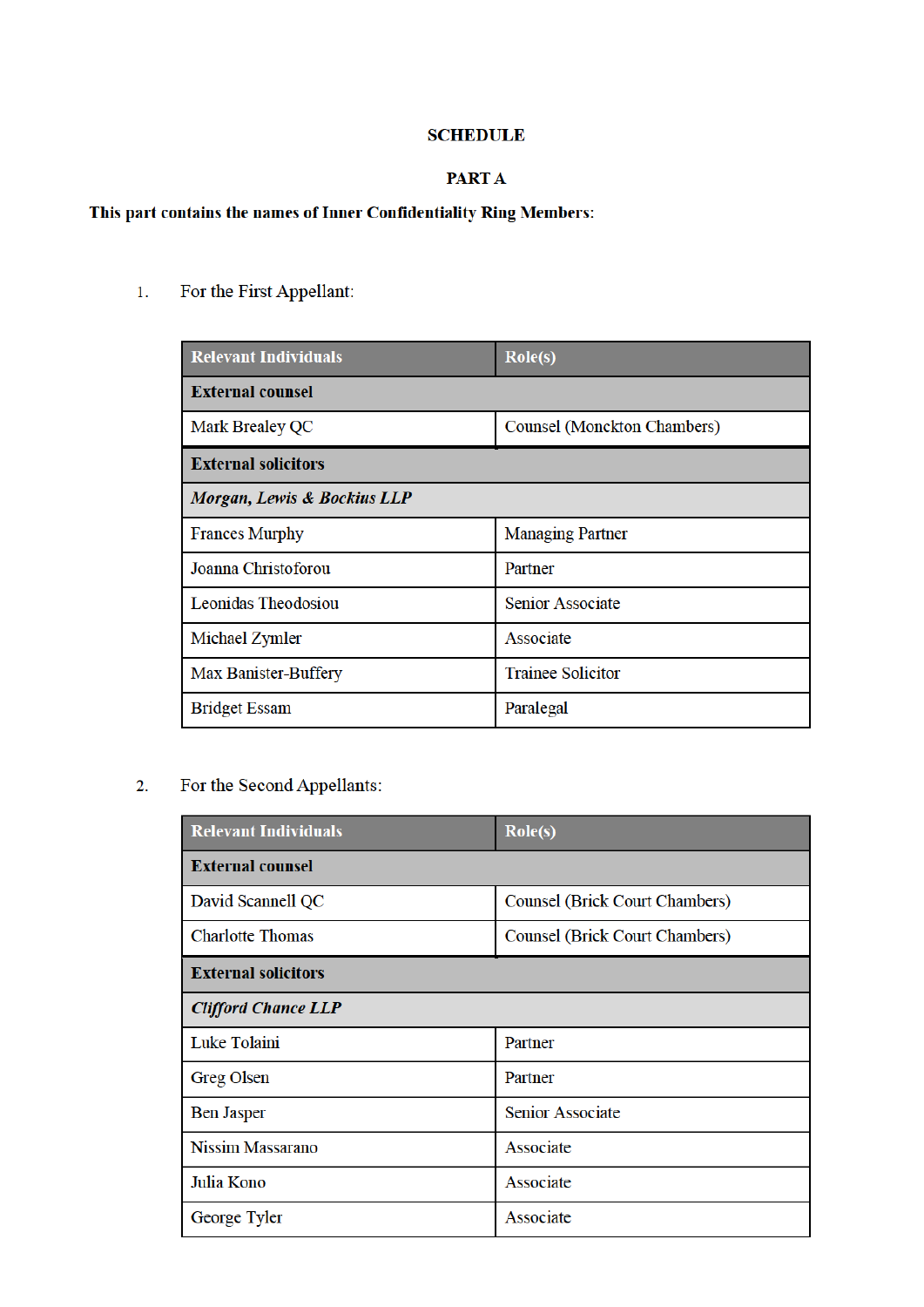# SCHEDULE

## PART A

**This part contains the names of Inner Confidentiality Ring Members:**

1. For the First Appellant:

| Relevant Individuals | Role(s) |
|---|---|
| **External counsel** | |
| Mark Brealey QC | Counsel (Monckton Chambers) |
| **External solicitors** | |
| ***Morgan, Lewis & Bockius LLP*** | |
| Frances Murphy | Managing Partner |
| Joanna Christoforou | Partner |
| Leonidas Theodosiou | Senior Associate |
| Michael Zymler | Associate |
| Max Banister-Buffery | Trainee Solicitor |
| Bridget Essam | Paralegal |

2. For the Second Appellants:

| Relevant Individuals | Role(s) |
|---|---|
| **External counsel** | |
| David Scannell QC | Counsel (Brick Court Chambers) |
| Charlotte Thomas | Counsel (Brick Court Chambers) |
| **External solicitors** | |
| ***Clifford Chance LLP*** | |
| Luke Tolaini | Partner |
| Greg Olsen | Partner |
| Ben Jasper | Senior Associate |
| Nissim Massarano | Associate |
| Julia Kono | Associate |
| George Tyler | Associate |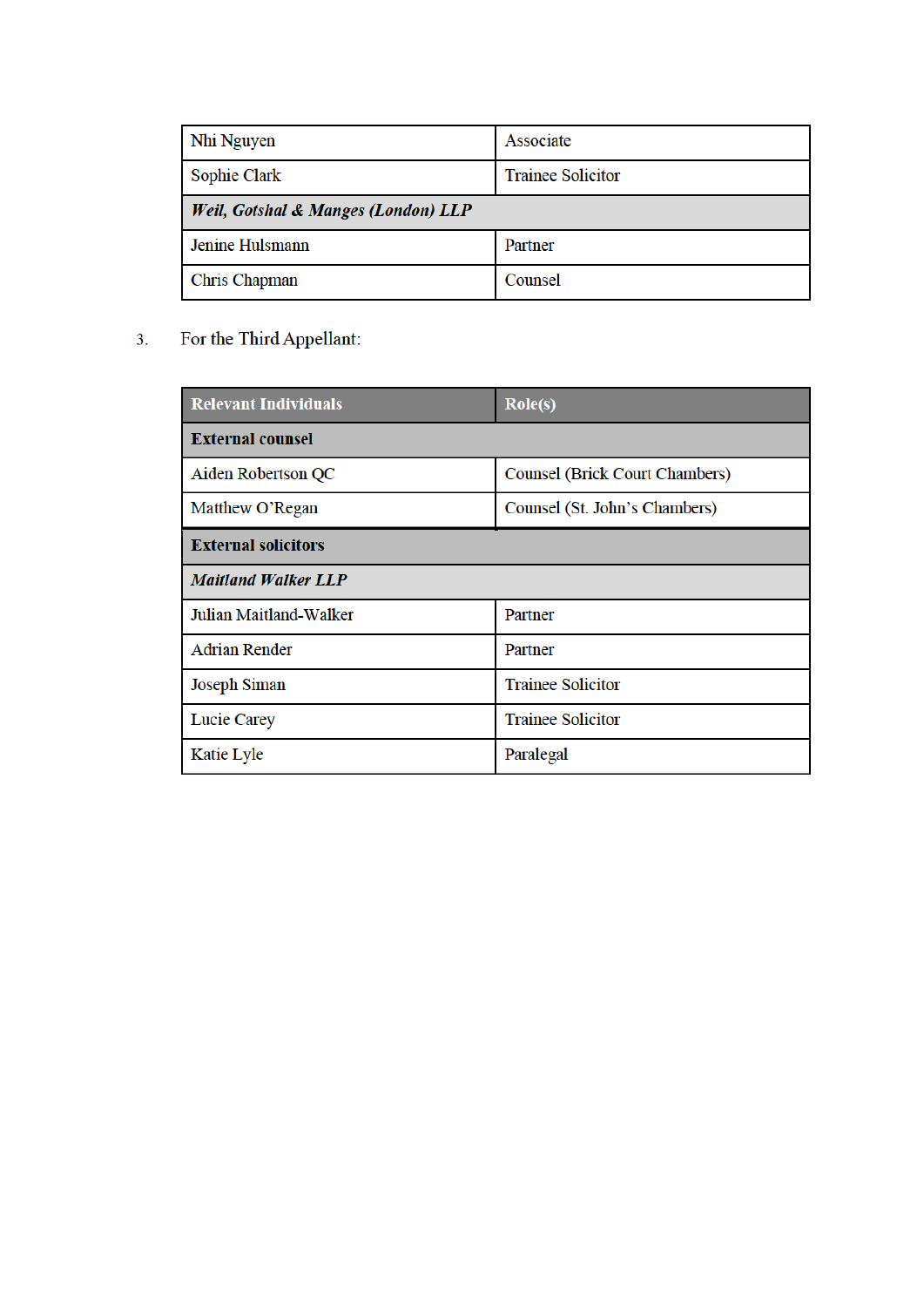| | |
|---|---|
| Nhi Nguyen | Associate |
| Sophie Clark | Trainee Solicitor |
| ***Weil, Gotshal & Manges (London) LLP*** | |
| Jenine Hulsmann | Partner |
| Chris Chapman | Counsel |

3. For the Third Appellant:

| Relevant Individuals | Role(s) |
|---|---|
| **External counsel** | |
| Aiden Robertson QC | Counsel (Brick Court Chambers) |
| Matthew O'Regan | Counsel (St. John's Chambers) |
| **External solicitors** | |
| ***Maitland Walker LLP*** | |
| Julian Maitland-Walker | Partner |
| Adrian Render | Partner |
| Joseph Siman | Trainee Solicitor |
| Lucie Carey | Trainee Solicitor |
| Katie Lyle | Paralegal |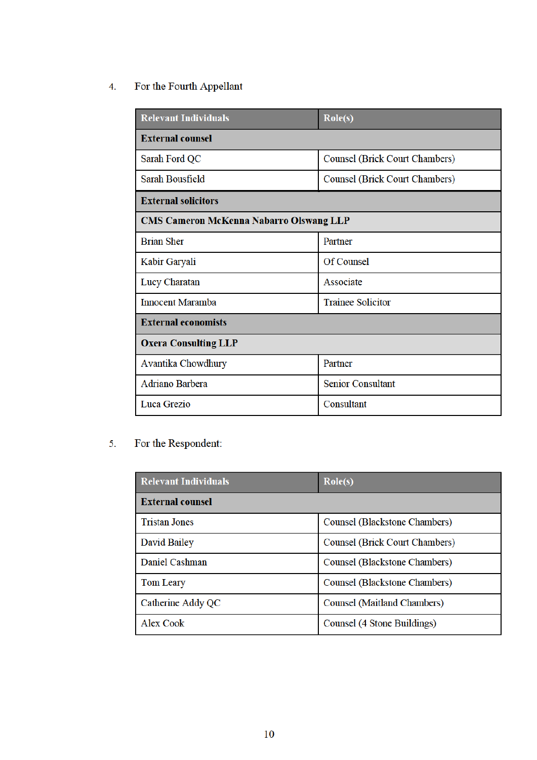4. For the Fourth Appellant

| Relevant Individuals | Role(s) |
|---|---|
| **External counsel** | |
| Sarah Ford QC | Counsel (Brick Court Chambers) |
| Sarah Bousfield | Counsel (Brick Court Chambers) |
| **External solicitors** | |
| **CMS Cameron McKenna Nabarro Olswang LLP** | |
| Brian Sher | Partner |
| Kabir Garyali | Of Counsel |
| Lucy Charatan | Associate |
| Innocent Maramba | Trainee Solicitor |
| **External economists** | |
| **Oxera Consulting LLP** | |
| Avantika Chowdhury | Partner |
| Adriano Barbera | Senior Consultant |
| Luca Grezio | Consultant |

5. For the Respondent:

| Relevant Individuals | Role(s) |
|---|---|
| **External counsel** | |
| Tristan Jones | Counsel (Blackstone Chambers) |
| David Bailey | Counsel (Brick Court Chambers) |
| Daniel Cashman | Counsel (Blackstone Chambers) |
| Tom Leary | Counsel (Blackstone Chambers) |
| Catherine Addy QC | Counsel (Maitland Chambers) |
| Alex Cook | Counsel (4 Stone Buildings) |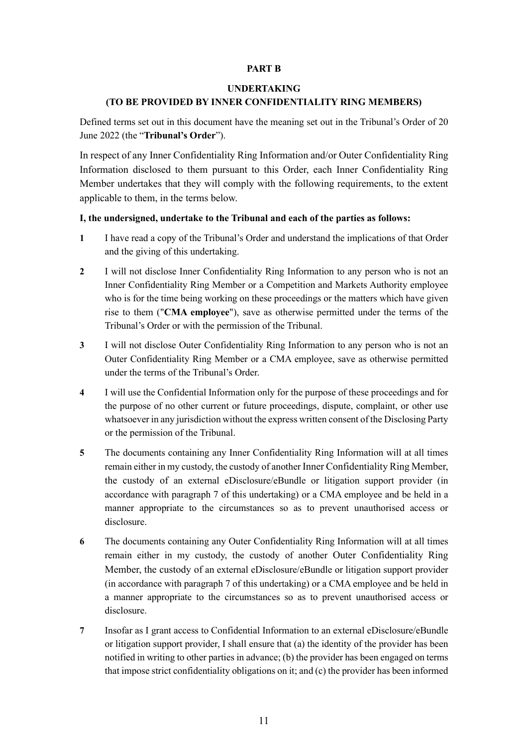**PART B**

**UNDERTAKING**
**(TO BE PROVIDED BY INNER CONFIDENTIALITY RING MEMBERS)**

Defined terms set out in this document have the meaning set out in the Tribunal's Order of 20 June 2022 (the "**Tribunal's Order**").

In respect of any Inner Confidentiality Ring Information and/or Outer Confidentiality Ring Information disclosed to them pursuant to this Order, each Inner Confidentiality Ring Member undertakes that they will comply with the following requirements, to the extent applicable to them, in the terms below.

**I, the undersigned, undertake to the Tribunal and each of the parties as follows:**

**1** I have read a copy of the Tribunal's Order and understand the implications of that Order and the giving of this undertaking.

**2** I will not disclose Inner Confidentiality Ring Information to any person who is not an Inner Confidentiality Ring Member or a Competition and Markets Authority employee who is for the time being working on these proceedings or the matters which have given rise to them ("**CMA employee**"), save as otherwise permitted under the terms of the Tribunal's Order or with the permission of the Tribunal.

**3** I will not disclose Outer Confidentiality Ring Information to any person who is not an Outer Confidentiality Ring Member or a CMA employee, save as otherwise permitted under the terms of the Tribunal's Order.

**4** I will use the Confidential Information only for the purpose of these proceedings and for the purpose of no other current or future proceedings, dispute, complaint, or other use whatsoever in any jurisdiction without the express written consent of the Disclosing Party or the permission of the Tribunal.

**5** The documents containing any Inner Confidentiality Ring Information will at all times remain either in my custody, the custody of another Inner Confidentiality Ring Member, the custody of an external eDisclosure/eBundle or litigation support provider (in accordance with paragraph 7 of this undertaking) or a CMA employee and be held in a manner appropriate to the circumstances so as to prevent unauthorised access or disclosure.

**6** The documents containing any Outer Confidentiality Ring Information will at all times remain either in my custody, the custody of another Outer Confidentiality Ring Member, the custody of an external eDisclosure/eBundle or litigation support provider (in accordance with paragraph 7 of this undertaking) or a CMA employee and be held in a manner appropriate to the circumstances so as to prevent unauthorised access or disclosure.

**7** Insofar as I grant access to Confidential Information to an external eDisclosure/eBundle or litigation support provider, I shall ensure that (a) the identity of the provider has been notified in writing to other parties in advance; (b) the provider has been engaged on terms that impose strict confidentiality obligations on it; and (c) the provider has been informed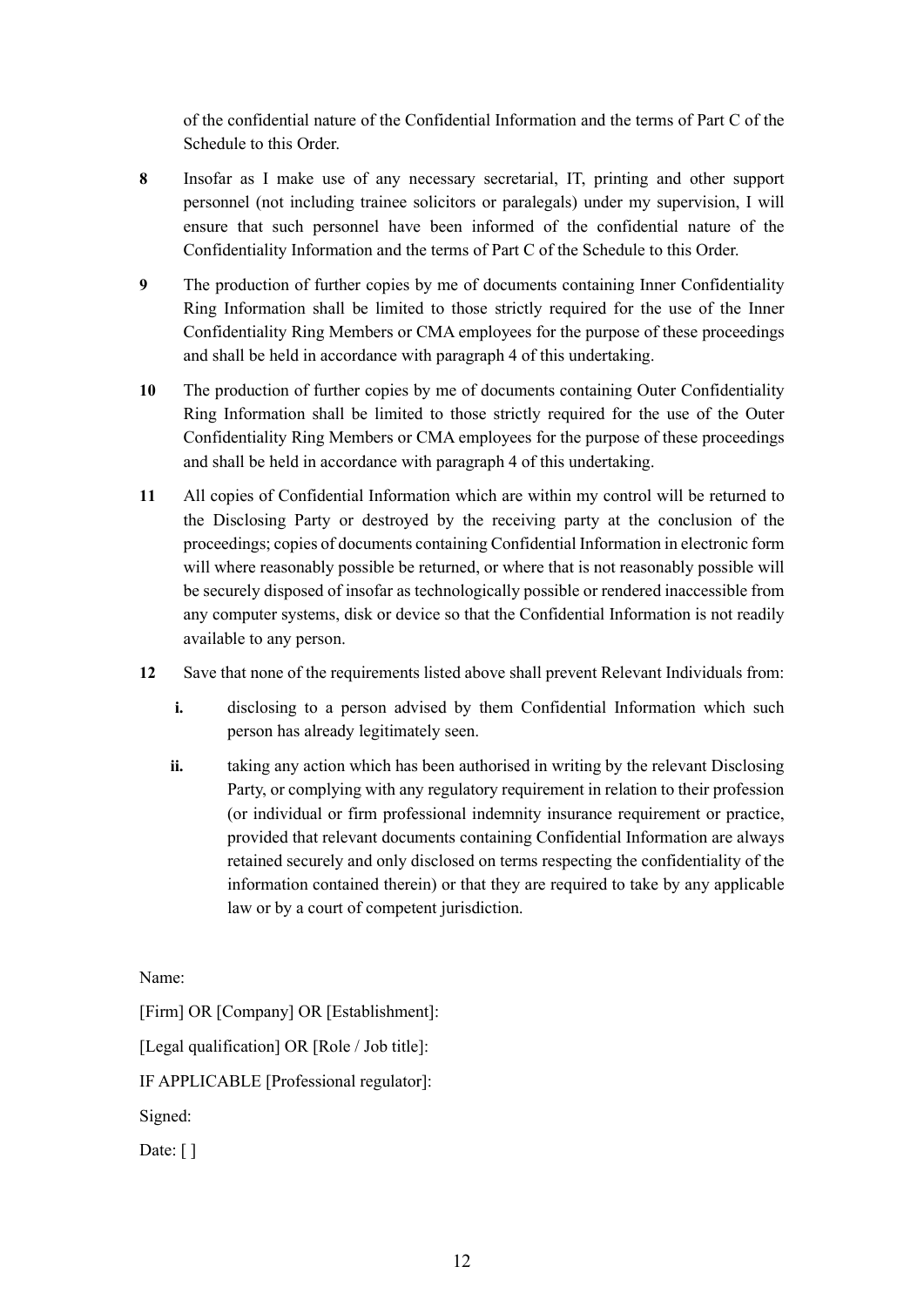of the confidential nature of the Confidential Information and the terms of Part C of the Schedule to this Order.

**8** Insofar as I make use of any necessary secretarial, IT, printing and other support personnel (not including trainee solicitors or paralegals) under my supervision, I will ensure that such personnel have been informed of the confidential nature of the Confidentiality Information and the terms of Part C of the Schedule to this Order.

**9** The production of further copies by me of documents containing Inner Confidentiality Ring Information shall be limited to those strictly required for the use of the Inner Confidentiality Ring Members or CMA employees for the purpose of these proceedings and shall be held in accordance with paragraph 4 of this undertaking.

**10** The production of further copies by me of documents containing Outer Confidentiality Ring Information shall be limited to those strictly required for the use of the Outer Confidentiality Ring Members or CMA employees for the purpose of these proceedings and shall be held in accordance with paragraph 4 of this undertaking.

**11** All copies of Confidential Information which are within my control will be returned to the Disclosing Party or destroyed by the receiving party at the conclusion of the proceedings; copies of documents containing Confidential Information in electronic form will where reasonably possible be returned, or where that is not reasonably possible will be securely disposed of insofar as technologically possible or rendered inaccessible from any computer systems, disk or device so that the Confidential Information is not readily available to any person.

**12** Save that none of the requirements listed above shall prevent Relevant Individuals from:

- **i.** disclosing to a person advised by them Confidential Information which such person has already legitimately seen.
- **ii.** taking any action which has been authorised in writing by the relevant Disclosing Party, or complying with any regulatory requirement in relation to their profession (or individual or firm professional indemnity insurance requirement or practice, provided that relevant documents containing Confidential Information are always retained securely and only disclosed on terms respecting the confidentiality of the information contained therein) or that they are required to take by any applicable law or by a court of competent jurisdiction.

Name:

[Firm] OR [Company] OR [Establishment]:

[Legal qualification] OR [Role / Job title]:

IF APPLICABLE [Professional regulator]:

Signed:

Date: [ ]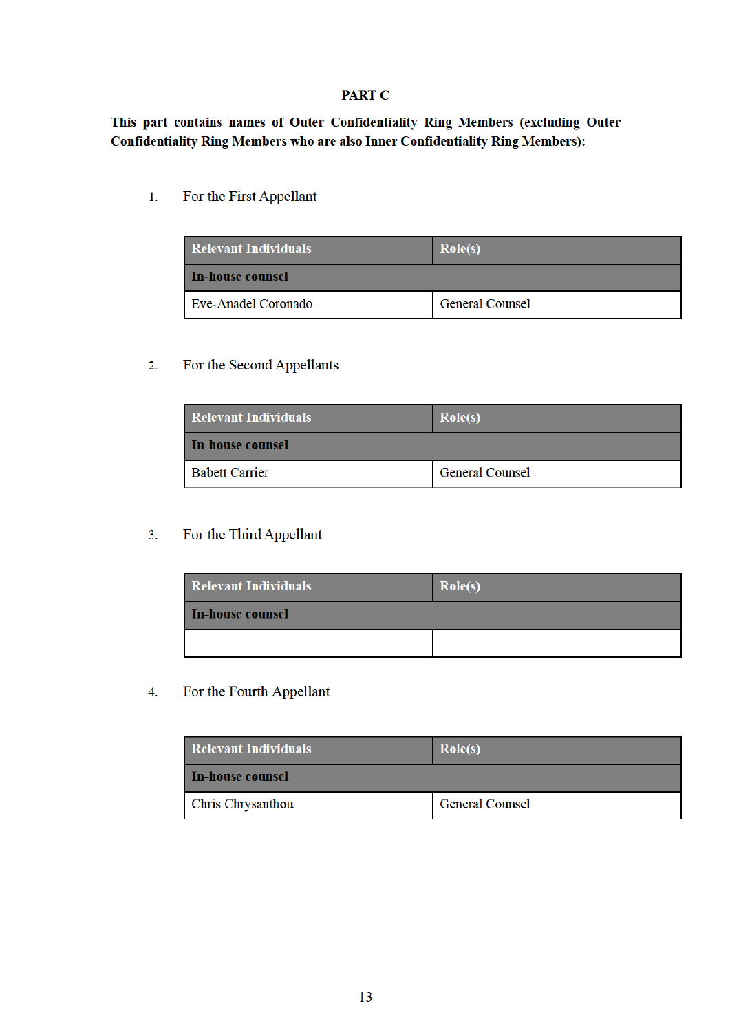# PART C

**This part contains names of Outer Confidentiality Ring Members (excluding Outer Confidentiality Ring Members who are also Inner Confidentiality Ring Members):**

1. For the First Appellant

| Relevant Individuals | Role(s) |
| --- | --- |
| **In-house counsel** | |
| Eve-Anadel Coronado | General Counsel |

2. For the Second Appellants

| Relevant Individuals | Role(s) |
| --- | --- |
| **In-house counsel** | |
| Babett Carrier | General Counsel |

3. For the Third Appellant

| Relevant Individuals | Role(s) |
| --- | --- |
| **In-house counsel** | |
| | |

4. For the Fourth Appellant

| Relevant Individuals | Role(s) |
| --- | --- |
| **In-house counsel** | |
| Chris Chrysanthou | General Counsel |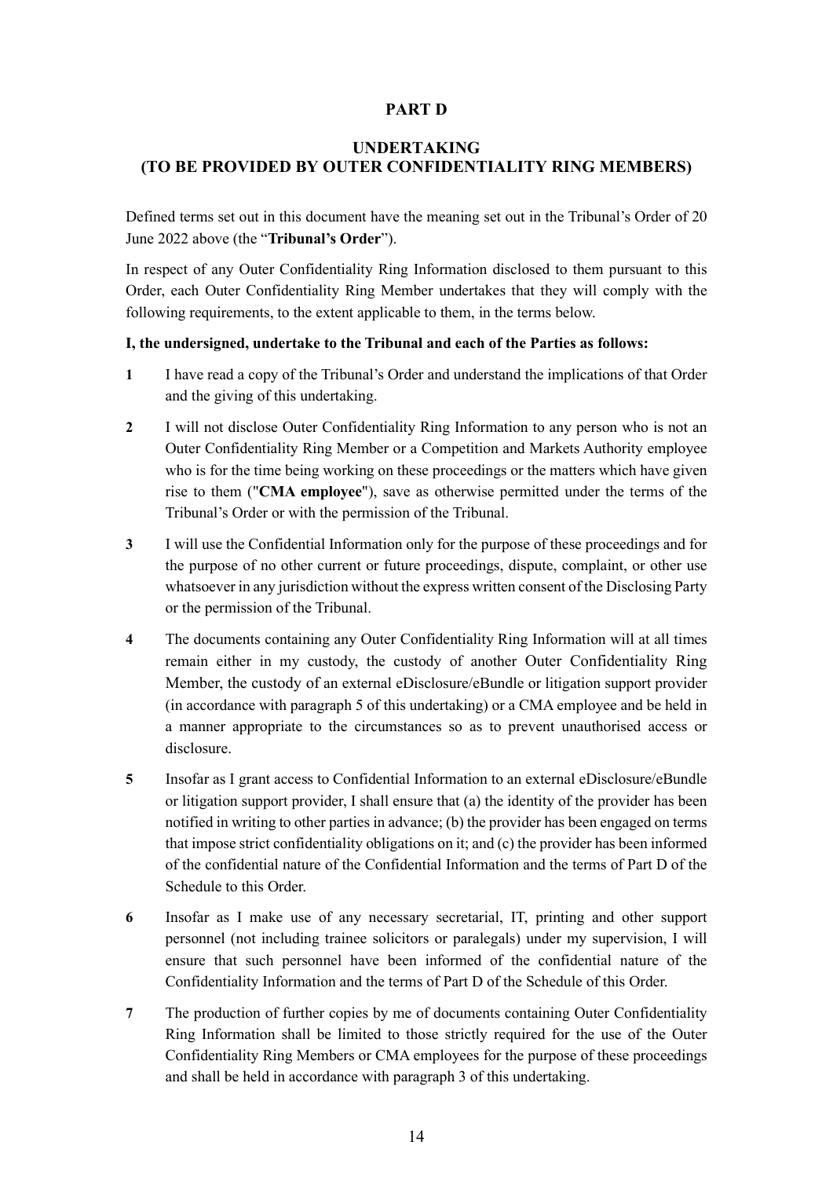# PART D

## UNDERTAKING (TO BE PROVIDED BY OUTER CONFIDENTIALITY RING MEMBERS)

Defined terms set out in this document have the meaning set out in the Tribunal's Order of 20 June 2022 above (the "**Tribunal's Order**").

In respect of any Outer Confidentiality Ring Information disclosed to them pursuant to this Order, each Outer Confidentiality Ring Member undertakes that they will comply with the following requirements, to the extent applicable to them, in the terms below.

**I, the undersigned, undertake to the Tribunal and each of the Parties as follows:**

**1** I have read a copy of the Tribunal's Order and understand the implications of that Order and the giving of this undertaking.

**2** I will not disclose Outer Confidentiality Ring Information to any person who is not an Outer Confidentiality Ring Member or a Competition and Markets Authority employee who is for the time being working on these proceedings or the matters which have given rise to them ("**CMA employee**"), save as otherwise permitted under the terms of the Tribunal's Order or with the permission of the Tribunal.

**3** I will use the Confidential Information only for the purpose of these proceedings and for the purpose of no other current or future proceedings, dispute, complaint, or other use whatsoever in any jurisdiction without the express written consent of the Disclosing Party or the permission of the Tribunal.

**4** The documents containing any Outer Confidentiality Ring Information will at all times remain either in my custody, the custody of another Outer Confidentiality Ring Member, the custody of an external eDisclosure/eBundle or litigation support provider (in accordance with paragraph 5 of this undertaking) or a CMA employee and be held in a manner appropriate to the circumstances so as to prevent unauthorised access or disclosure.

**5** Insofar as I grant access to Confidential Information to an external eDisclosure/eBundle or litigation support provider, I shall ensure that (a) the identity of the provider has been notified in writing to other parties in advance; (b) the provider has been engaged on terms that impose strict confidentiality obligations on it; and (c) the provider has been informed of the confidential nature of the Confidential Information and the terms of Part D of the Schedule to this Order.

**6** Insofar as I make use of any necessary secretarial, IT, printing and other support personnel (not including trainee solicitors or paralegals) under my supervision, I will ensure that such personnel have been informed of the confidential nature of the Confidentiality Information and the terms of Part D of the Schedule of this Order.

**7** The production of further copies by me of documents containing Outer Confidentiality Ring Information shall be limited to those strictly required for the use of the Outer Confidentiality Ring Members or CMA employees for the purpose of these proceedings and shall be held in accordance with paragraph 3 of this undertaking.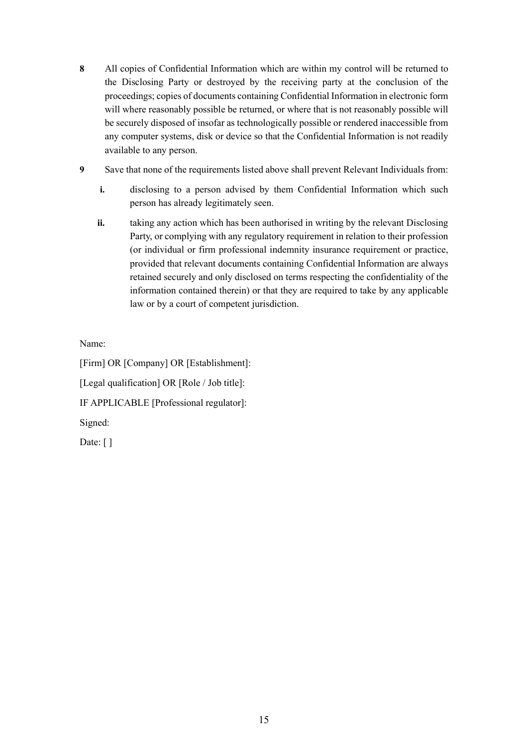**8** All copies of Confidential Information which are within my control will be returned to the Disclosing Party or destroyed by the receiving party at the conclusion of the proceedings; copies of documents containing Confidential Information in electronic form will where reasonably possible be returned, or where that is not reasonably possible will be securely disposed of insofar as technologically possible or rendered inaccessible from any computer systems, disk or device so that the Confidential Information is not readily available to any person.

**9** Save that none of the requirements listed above shall prevent Relevant Individuals from:

**i.** disclosing to a person advised by them Confidential Information which such person has already legitimately seen.

**ii.** taking any action which has been authorised in writing by the relevant Disclosing Party, or complying with any regulatory requirement in relation to their profession (or individual or firm professional indemnity insurance requirement or practice, provided that relevant documents containing Confidential Information are always retained securely and only disclosed on terms respecting the confidentiality of the information contained therein) or that they are required to take by any applicable law or by a court of competent jurisdiction.

Name:

[Firm] OR [Company] OR [Establishment]:

[Legal qualification] OR [Role / Job title]:

IF APPLICABLE [Professional regulator]:

Signed:

Date: [ ]